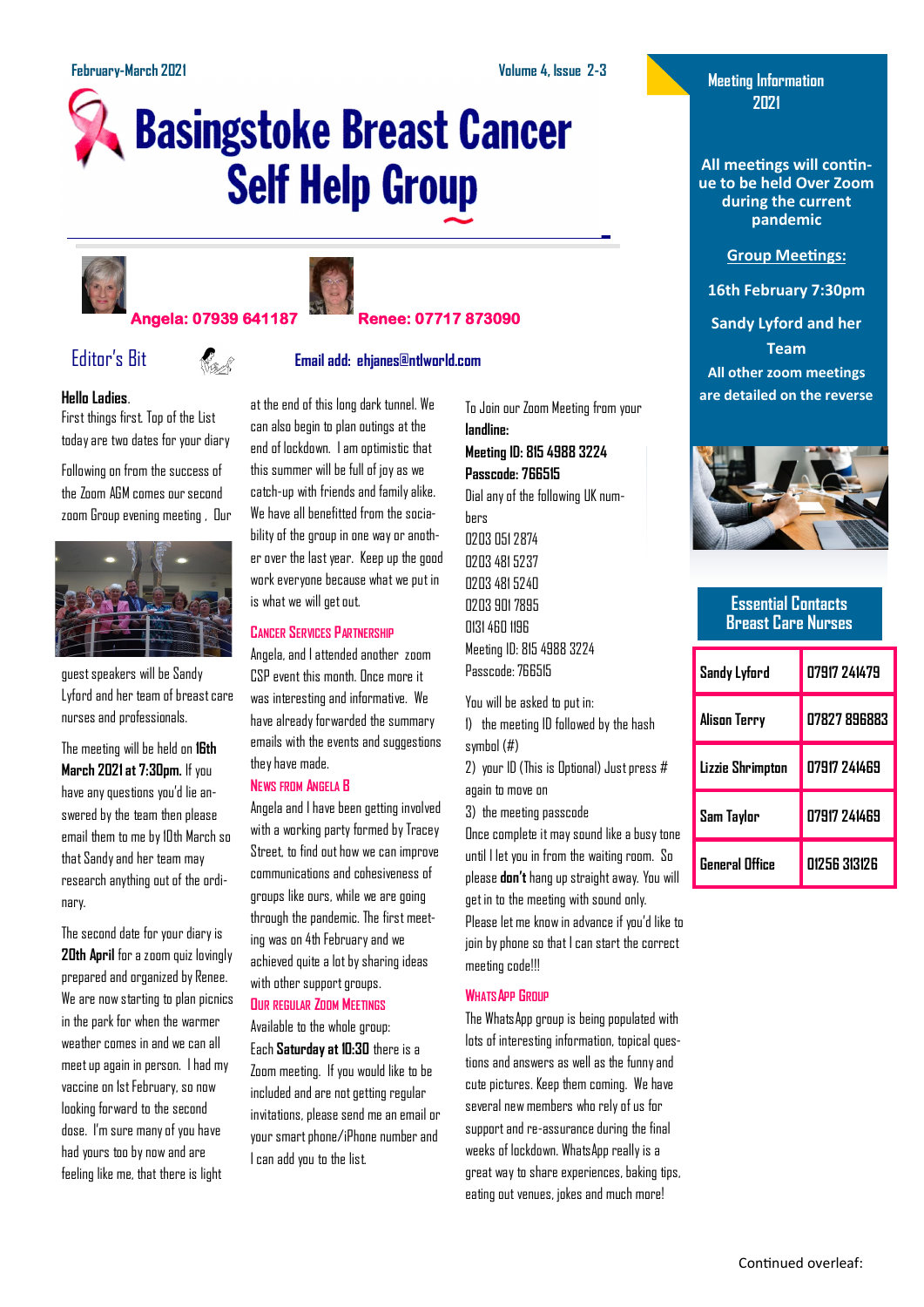February-March 2021

Volume 4, Issue 2-3

# Basingstoke Breast Cancer Self Help Group

**Angela: 07939 641187** **Renee: 07717 873090**

**Email add: ehjanes@ntlworld.com**

## Editor's Bit

**Hello Ladies**.

First things first. Top of the List today are two dates for your diary

Following on from the success of the Zoom AGM comes our second zoom Group evening meeting . Our guest speakers will be Sandy Lyford and her team of breast care nurses and professionals.

The meeting will be held on **16th March 2021 at 7:30pm.** If you have any questions you'd lie answered by the team then please email them to me by 10th March so that Sandy and her team may research anything out of the ordinary.

The second date for your diary is **20th April** for a zoom quiz lovingly prepared and organized by Renee. We are now starting to plan picnics in the park for when the warmer weather comes in and we can all meet up again in person. I had my vaccine on 1st February, so now looking forward to the second dose. I'm sure many of you have had yours too by now and are feeling like me, that there is light at the end of this long dark tunnel. We can also begin to plan outings at the end of lockdown. I am optimistic that this summer will be full of joy as we catch-up with friends and family alike. We have all benefitted from the sociability of the group in one way or another over the last year. Keep up the good work everyone because what we put in is what we will get out.

### Cancer Services Partnership

Angela, and I attended another zoom CSP event this month. Once more it was interesting and informative. We have already forwarded the summary emails with the events and suggestions they have made.

### News from Angela B

Angela and I have been getting involved with a working party formed by Tracey Street, to find out how we can improve communications and cohesiveness of groups like ours, while we are going through the pandemic. The first meeting was on 4th February and we achieved quite a lot by sharing ideas with other support groups.

### Our Regular Zoom Meetings

Available to the whole group:

Each **Saturday at 10:30** there is a Zoom meeting. If you would like to be included and are not getting regular invitations, please send me an email or your smart phone/iPhone number and I can add you to the list.

To Join our Zoom Meeting from your **landline:**

**Meeting ID: 815 4988 3224**

**Passcode: 766515**

Dial any of the following UK numbers

0203 051 2874

0203 481 5237

0203 481 5240

0203 901 7895

0131 460 1196

Meeting ID: 815 4988 3224

Passcode: 766515

You will be asked to put in:

1) the meeting ID followed by the hash symbol (#)
2) your ID (This is Optional) Just press # again to move on
3) the meeting passcode

Once complete it may sound like a busy tone until I let you in from the waiting room. So please **don't** hang up straight away. You will get in to the meeting with sound only. Please let me know in advance if you'd like to join by phone so that I can start the correct meeting code!!!

### WhatsApp Group

The WhatsApp group is being populated with lots of interesting information, topical questions and answers as well as the funny and cute pictures. Keep them coming. We have several new members who rely of us for support and re-assurance during the final weeks of lockdown. WhatsApp really is a great way to share experiences, baking tips, eating out venues, jokes and much more!

## Meeting Information 2021

**All meetings will continue to be held Over Zoom during the current pandemic**

**Group Meetings:**

**16th February 7:30pm**

**Sandy Lyford and her Team**

**All other zoom meetings are detailed on the reverse**

## Essential Contacts Breast Care Nurses

| | |
|---|---|
| Sandy Lyford | 07917 241479 |
| Alison Terry | 07827 896883 |
| Lizzie Shrimpton | 07917 241469 |
| Sam Taylor | 07917 241469 |
| General Office | 01256 313126 |

Continued overleaf: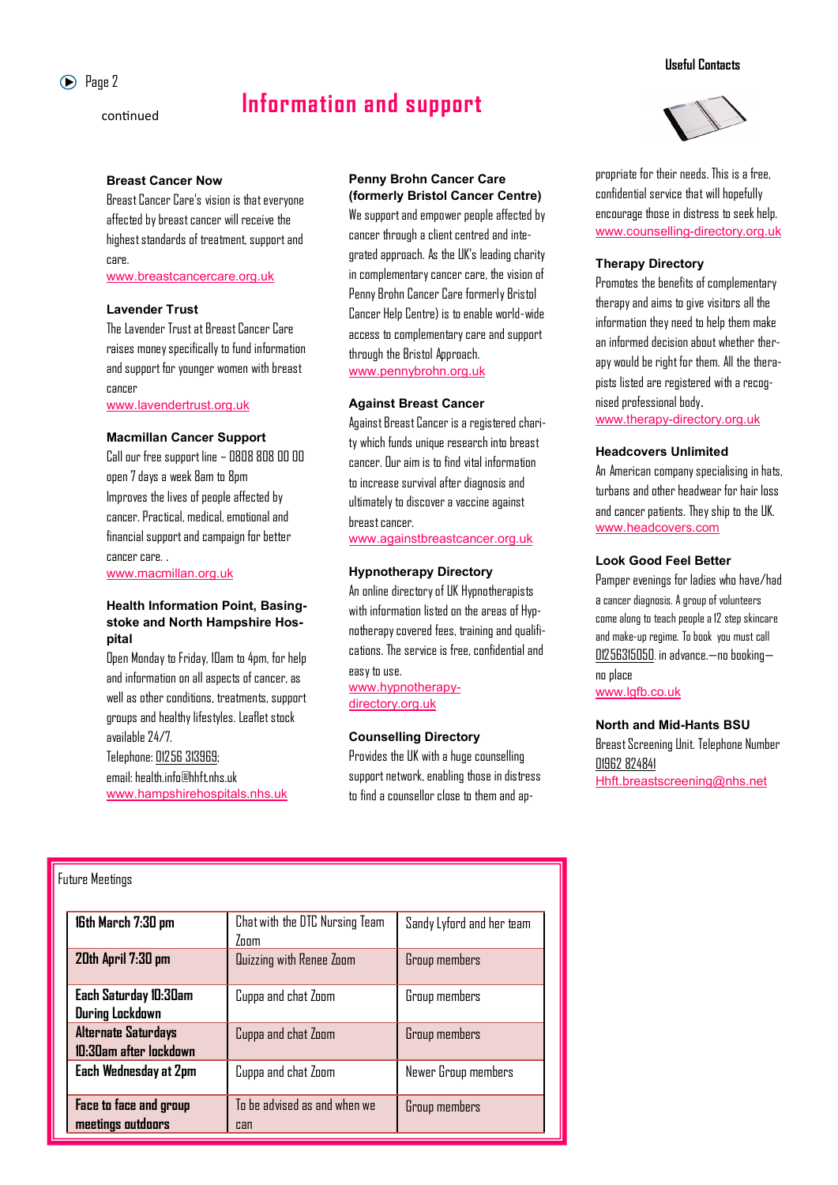continued

# Information and support

### Breast Cancer Now

Breast Cancer Care's vision is that everyone affected by breast cancer will receive the highest standards of treatment, support and care.

www.breastcancercare.org.uk

### Lavender Trust

The Lavender Trust at Breast Cancer Care raises money specifically to fund information and support for younger women with breast cancer

www.lavendertrust.org.uk

### Macmillan Cancer Support

Call our free support line – 0808 808 00 00 open 7 days a week 8am to 8pm

Improves the lives of people affected by cancer. Practical, medical, emotional and financial support and campaign for better cancer care. .

www.macmillan.org.uk

### Health Information Point, Basingstoke and North Hampshire Hospital

Open Monday to Friday, 10am to 4pm, for help and information on all aspects of cancer, as well as other conditions, treatments, support groups and healthy lifestyles. Leaflet stock available 24/7.

Telephone: 01256 313969;

email: health.info@hhft.nhs.uk

www.hampshirehospitals.nhs.uk

### Penny Brohn Cancer Care (formerly Bristol Cancer Centre)

We support and empower people affected by cancer through a client centred and integrated approach. As the UK's leading charity in complementary cancer care, the vision of Penny Brohn Cancer Care formerly Bristol Cancer Help Centre) is to enable world-wide access to complementary care and support through the Bristol Approach.

www.pennybrohn.org.uk

### Against Breast Cancer

Against Breast Cancer is a registered charity which funds unique research into breast cancer. Our aim is to find vital information to increase survival after diagnosis and ultimately to discover a vaccine against breast cancer.

www.againstbreastcancer.org.uk

### Hypnotherapy Directory

An online directory of UK Hypnotherapists with information listed on the areas of Hypnotherapy covered fees, training and qualifications. The service is free, confidential and easy to use.

www.hypnotherapy-directory.org.uk

### Counselling Directory

Provides the UK with a huge counselling support network, enabling those in distress to find a counsellor close to them and appropriate for their needs. This is a free, confidential service that will hopefully encourage those in distress to seek help.

www.counselling-directory.org.uk

### Therapy Directory

Promotes the benefits of complementary therapy and aims to give visitors all the information they need to help them make an informed decision about whether therapy would be right for them. All the therapists listed are registered with a recognised professional body.

www.therapy-directory.org.uk

### Headcovers Unlimited

An American company specialising in hats, turbans and other headwear for hair loss and cancer patients. They ship to the UK.

www.headcovers.com

### Look Good Feel Better

Pamper evenings for ladies who have/had a cancer diagnosis. A group of volunteers come along to teach people a 12 step skincare and make-up regime. To book you must call 01256315050. in advance.—no booking—no place

www.lgfb.co.uk

### North and Mid-Hants BSU

Breast Screening Unit. Telephone Number 01962 824841

Hhft.breastscreening@nhs.net

Future Meetings

| | | |
|---|---|---|
| **16th March 7:30 pm** | Chat with the DTC Nursing Team Zoom | Sandy Lyford and her team |
| **20th April 7:30 pm** | Quizzing with Renee Zoom | Group members |
| **Each Saturday 10:30am During Lockdown** | Cuppa and chat Zoom | Group members |
| **Alternate Saturdays 10:30am after lockdown** | Cuppa and chat Zoom | Group members |
| **Each Wednesday at 2pm** | Cuppa and chat Zoom | Newer Group members |
| **Face to face and group meetings outdoors** | To be advised as and when we can | Group members |